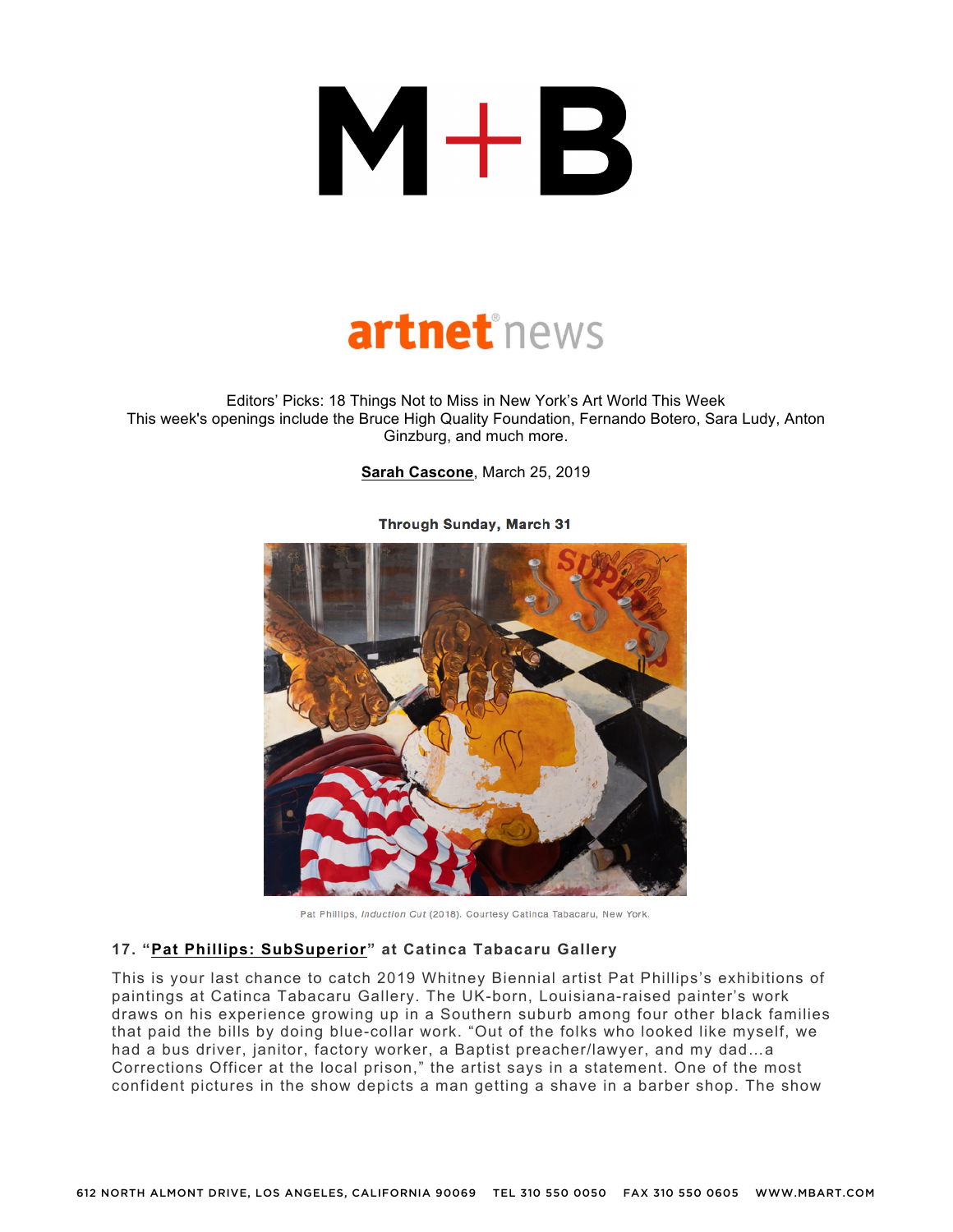# M+B

## artnet news

Editors' Picks: 18 Things Not to Miss in New York's Art World This Week
This week's openings include the Bruce High Quality Foundation, Fernando Botero, Sara Ludy, Anton Ginzburg, and much more.

**Sarah Cascone**, March 25, 2019

**Through Sunday, March 31**

Pat Phillips, *Induction Cut* (2018). Courtesy Catinca Tabacaru, New York.

### 17. "Pat Phillips: SubSuperior" at Catinca Tabacaru Gallery

This is your last chance to catch 2019 Whitney Biennial artist Pat Phillips's exhibitions of paintings at Catinca Tabacaru Gallery. The UK-born, Louisiana-raised painter's work draws on his experience growing up in a Southern suburb among four other black families that paid the bills by doing blue-collar work. "Out of the folks who looked like myself, we had a bus driver, janitor, factory worker, a Baptist preacher/lawyer, and my dad…a Corrections Officer at the local prison," the artist says in a statement. One of the most confident pictures in the show depicts a man getting a shave in a barber shop. The show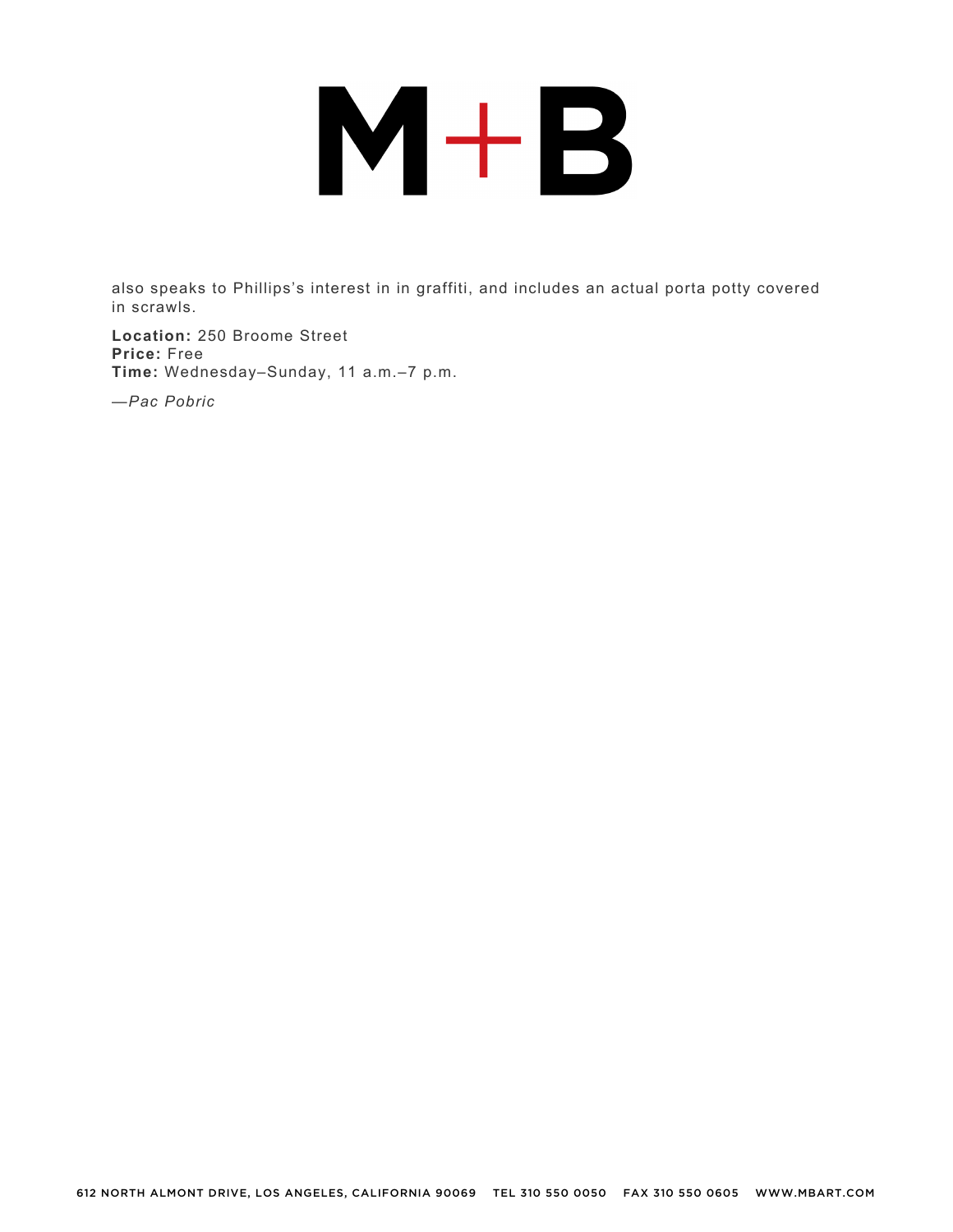also speaks to Phillips's interest in in graffiti, and includes an actual porta potty covered in scrawls.

**Location:** 250 Broome Street  
**Price:** Free  
**Time:** Wednesday–Sunday, 11 a.m.–7 p.m.

*—Pac Pobric*